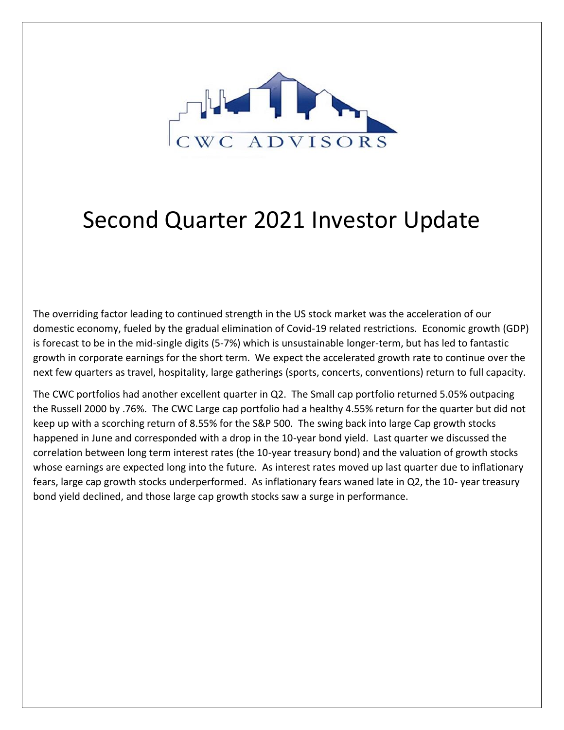CWC ADVISORS

# Second Quarter 2021 Investor Update

The overriding factor leading to continued strength in the US stock market was the acceleration of our domestic economy, fueled by the gradual elimination of Covid-19 related restrictions. Economic growth (GDP) is forecast to be in the mid-single digits (5-7%) which is unsustainable longer-term, but has led to fantastic growth in corporate earnings for the short term. We expect the accelerated growth rate to continue over the next few quarters as travel, hospitality, large gatherings (sports, concerts, conventions) return to full capacity.

The CWC portfolios had another excellent quarter in Q2. The Small cap portfolio returned 5.05% outpacing the Russell 2000 by .76%. The CWC Large cap portfolio had a healthy 4.55% return for the quarter but did not keep up with a scorching return of 8.55% for the S&P 500. The swing back into large Cap growth stocks happened in June and corresponded with a drop in the 10-year bond yield. Last quarter we discussed the correlation between long term interest rates (the 10-year treasury bond) and the valuation of growth stocks whose earnings are expected long into the future. As interest rates moved up last quarter due to inflationary fears, large cap growth stocks underperformed. As inflationary fears waned late in Q2, the 10- year treasury bond yield declined, and those large cap growth stocks saw a surge in performance.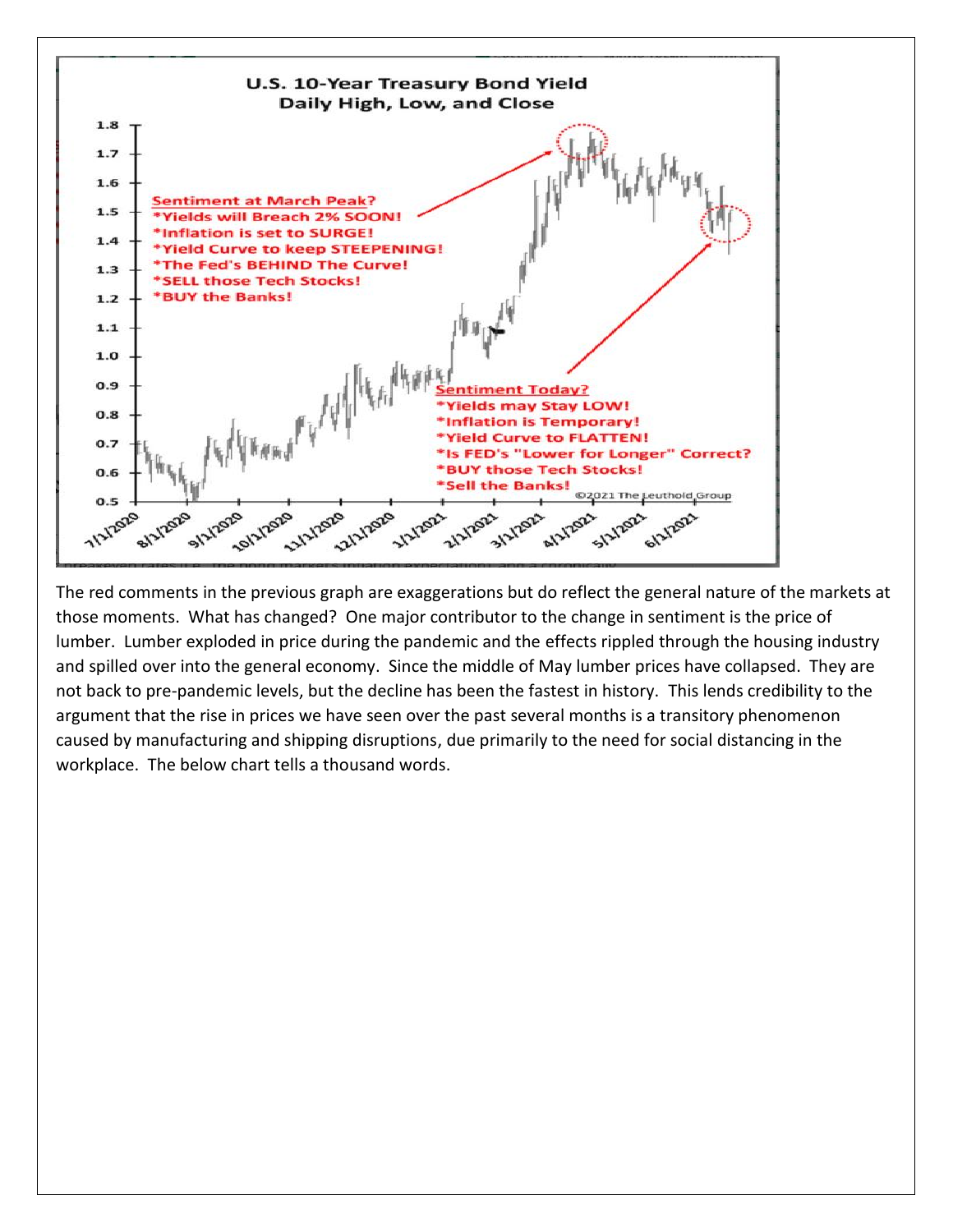The red comments in the previous graph are exaggerations but do reflect the general nature of the markets at those moments. What has changed? One major contributor to the change in sentiment is the price of lumber. Lumber exploded in price during the pandemic and the effects rippled through the housing industry and spilled over into the general economy. Since the middle of May lumber prices have collapsed. They are not back to pre-pandemic levels, but the decline has been the fastest in history. This lends credibility to the argument that the rise in prices we have seen over the past several months is a transitory phenomenon caused by manufacturing and shipping disruptions, due primarily to the need for social distancing in the workplace. The below chart tells a thousand words.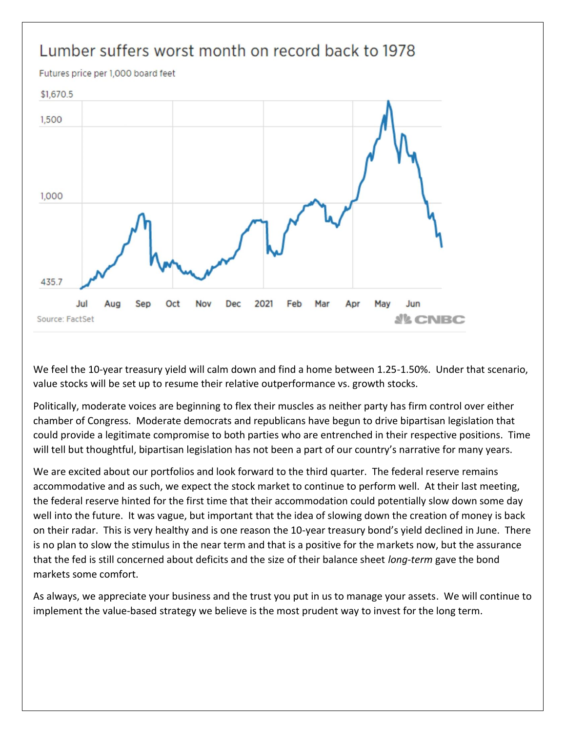Lumber suffers worst month on record back to 1978

Futures price per 1,000 board feet

$1,670.5

1,500

1,000

435.7

Jul Aug Sep Oct Nov Dec 2021 Feb Mar Apr May Jun

Source: FactSet

CNBC

We feel the 10-year treasury yield will calm down and find a home between 1.25-1.50%. Under that scenario, value stocks will be set up to resume their relative outperformance vs. growth stocks.

Politically, moderate voices are beginning to flex their muscles as neither party has firm control over either chamber of Congress. Moderate democrats and republicans have begun to drive bipartisan legislation that could provide a legitimate compromise to both parties who are entrenched in their respective positions. Time will tell but thoughtful, bipartisan legislation has not been a part of our country's narrative for many years.

We are excited about our portfolios and look forward to the third quarter. The federal reserve remains accommodative and as such, we expect the stock market to continue to perform well. At their last meeting, the federal reserve hinted for the first time that their accommodation could potentially slow down some day well into the future. It was vague, but important that the idea of slowing down the creation of money is back on their radar. This is very healthy and is one reason the 10-year treasury bond's yield declined in June. There is no plan to slow the stimulus in the near term and that is a positive for the markets now, but the assurance that the fed is still concerned about deficits and the size of their balance sheet *long-term* gave the bond markets some comfort.

As always, we appreciate your business and the trust you put in us to manage your assets. We will continue to implement the value-based strategy we believe is the most prudent way to invest for the long term.